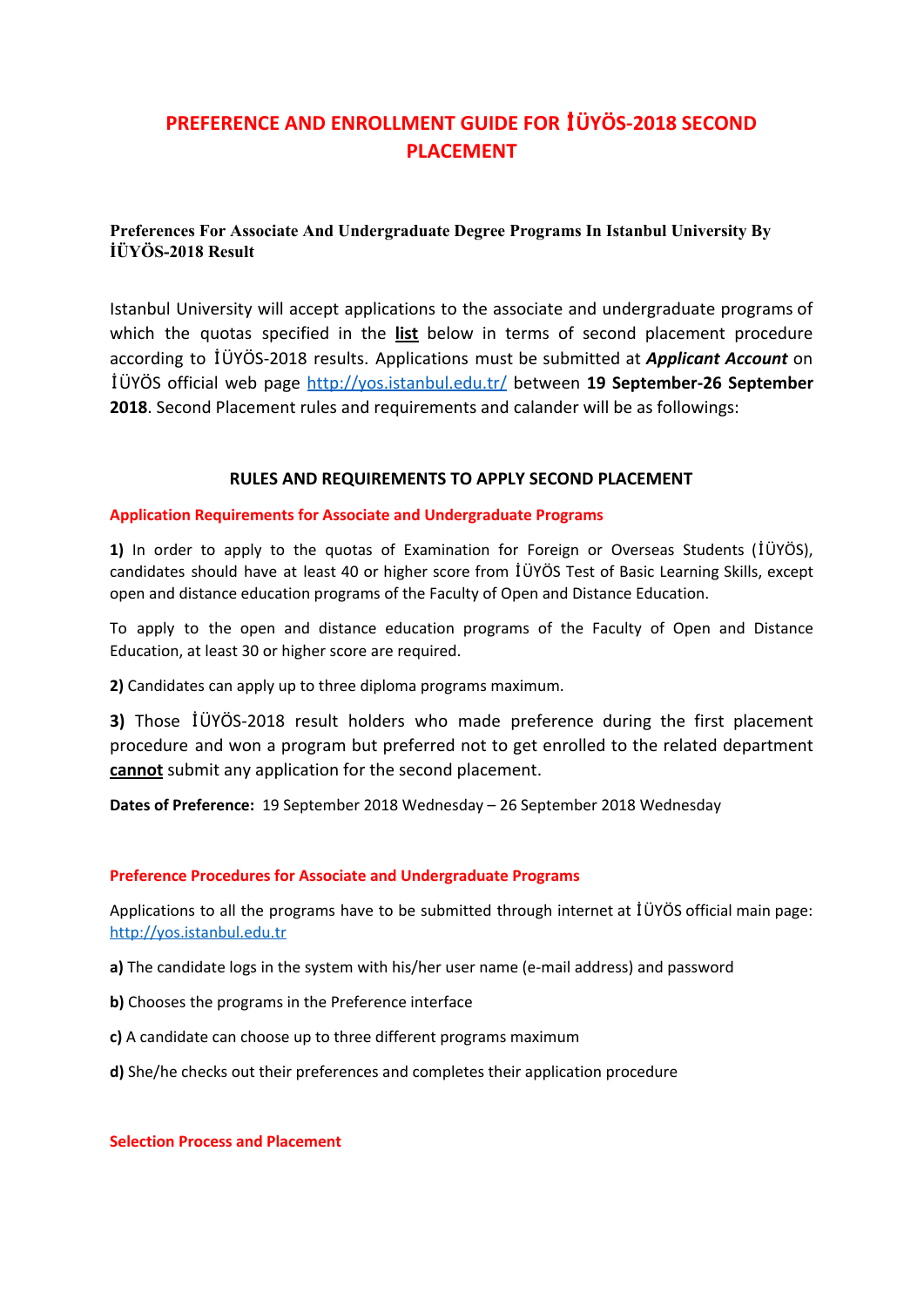# PREFERENCE AND ENROLLMENT GUIDE FOR İÜYÖS-2018 SECOND PLACEMENT

### Preferences For Associate And Undergraduate Degree Programs In Istanbul University By İÜYÖS-2018 Result

Istanbul University will accept applications to the associate and undergraduate programs of which the quotas specified in the **list** below in terms of second placement procedure according to İÜYÖS-2018 results. Applications must be submitted at ***Applicant Account*** on İÜYÖS official web page http://yos.istanbul.edu.tr/ between **19 September-26 September 2018**. Second Placement rules and requirements and calander will be as followings:

## RULES AND REQUIREMENTS TO APPLY SECOND PLACEMENT

### Application Requirements for Associate and Undergraduate Programs

**1)** In order to apply to the quotas of Examination for Foreign or Overseas Students (İÜYÖS), candidates should have at least 40 or higher score from İÜYÖS Test of Basic Learning Skills, except open and distance education programs of the Faculty of Open and Distance Education.

To apply to the open and distance education programs of the Faculty of Open and Distance Education, at least 30 or higher score are required.

**2)** Candidates can apply up to three diploma programs maximum.

**3)** Those İÜYÖS-2018 result holders who made preference during the first placement procedure and won a program but preferred not to get enrolled to the related department **cannot** submit any application for the second placement.

**Dates of Preference:** 19 September 2018 Wednesday – 26 September 2018 Wednesday

### Preference Procedures for Associate and Undergraduate Programs

Applications to all the programs have to be submitted through internet at İÜYÖS official main page: http://yos.istanbul.edu.tr

**a)** The candidate logs in the system with his/her user name (e-mail address) and password

**b)** Chooses the programs in the Preference interface

**c)** A candidate can choose up to three different programs maximum

**d)** She/he checks out their preferences and completes their application procedure

### Selection Process and Placement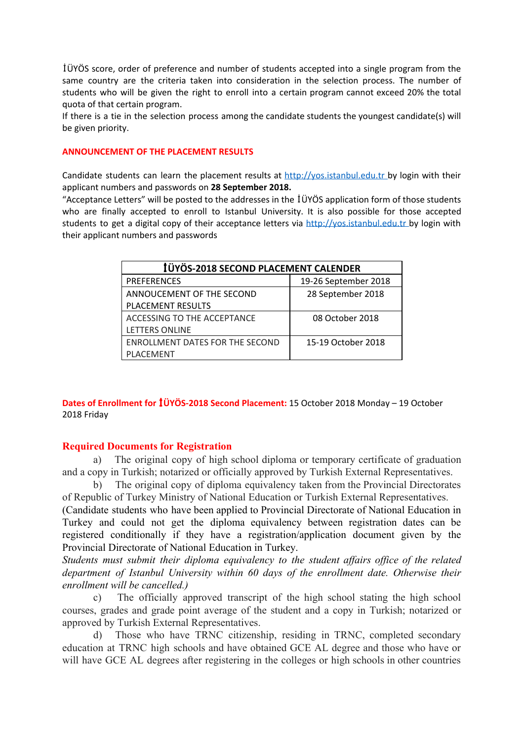İÜYÖS score, order of preference and number of students accepted into a single program from the same country are the criteria taken into consideration in the selection process. The number of students who will be given the right to enroll into a certain program cannot exceed 20% the total quota of that certain program.

If there is a tie in the selection process among the candidate students the youngest candidate(s) will be given priority.

## ANNOUNCEMENT OF THE PLACEMENT RESULTS

Candidate students can learn the placement results at [http://yos.istanbul.edu.tr](http://yos.istanbul.edu.tr) by login with their applicant numbers and passwords on **28 September 2018.**

"Acceptance Letters" will be posted to the addresses in the İÜYÖS application form of those students who are finally accepted to enroll to Istanbul University. It is also possible for those accepted students to get a digital copy of their acceptance letters via [http://yos.istanbul.edu.tr](http://yos.istanbul.edu.tr) by login with their applicant numbers and passwords

| İÜYÖS-2018 SECOND PLACEMENT CALENDER | |
|---|---|
| PREFERENCES | 19-26 September 2018 |
| ANNOUCEMENT OF THE SECOND PLACEMENT RESULTS | 28 September 2018 |
| ACCESSING TO THE ACCEPTANCE LETTERS ONLINE | 08 October 2018 |
| ENROLLMENT DATES FOR THE SECOND PLACEMENT | 15-19 October 2018 |

**Dates of Enrollment for İÜYÖS-2018 Second Placement:** 15 October 2018 Monday – 19 October 2018 Friday

## Required Documents for Registration

a) The original copy of high school diploma or temporary certificate of graduation and a copy in Turkish; notarized or officially approved by Turkish External Representatives.

b) The original copy of diploma equivalency taken from the Provincial Directorates of Republic of Turkey Ministry of National Education or Turkish External Representatives.

(Candidate students who have been applied to Provincial Directorate of National Education in Turkey and could not get the diploma equivalency between registration dates can be registered conditionally if they have a registration/application document given by the Provincial Directorate of National Education in Turkey.

*Students must submit their diploma equivalency to the student affairs office of the related department of Istanbul University within 60 days of the enrollment date. Otherwise their enrollment will be cancelled.)*

c) The officially approved transcript of the high school stating the high school courses, grades and grade point average of the student and a copy in Turkish; notarized or approved by Turkish External Representatives.

d) Those who have TRNC citizenship, residing in TRNC, completed secondary education at TRNC high schools and have obtained GCE AL degree and those who have or will have GCE AL degrees after registering in the colleges or high schools in other countries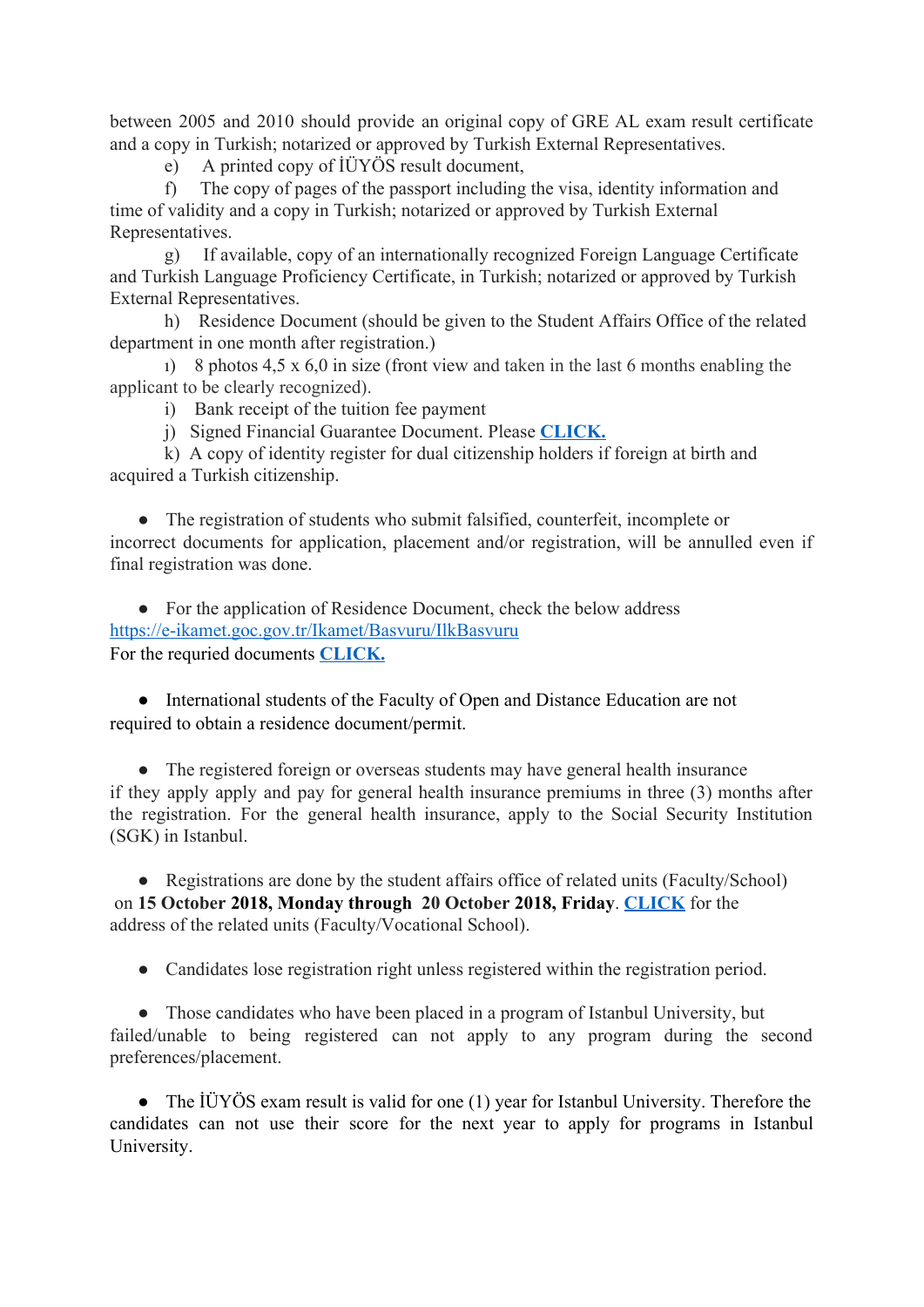between 2005 and 2010 should provide an original copy of GRE AL exam result certificate and a copy in Turkish; notarized or approved by Turkish External Representatives.

e) A printed copy of İÜYÖS result document,

f) The copy of pages of the passport including the visa, identity information and time of validity and a copy in Turkish; notarized or approved by Turkish External Representatives.

g) If available, copy of an internationally recognized Foreign Language Certificate and Turkish Language Proficiency Certificate, in Turkish; notarized or approved by Turkish External Representatives.

h) Residence Document (should be given to the Student Affairs Office of the related department in one month after registration.)

ı) 8 photos 4,5 x 6,0 in size (front view and taken in the last 6 months enabling the applicant to be clearly recognized).

i) Bank receipt of the tuition fee payment

j) Signed Financial Guarantee Document. Please **CLICK.**

k) A copy of identity register for dual citizenship holders if foreign at birth and acquired a Turkish citizenship.

- The registration of students who submit falsified, counterfeit, incomplete or incorrect documents for application, placement and/or registration, will be annulled even if final registration was done.

- For the application of Residence Document, check the below address https://e-ikamet.goc.gov.tr/Ikamet/Basvuru/IlkBasvuru
For the requried documents **CLICK.**

- International students of the Faculty of Open and Distance Education are not required to obtain a residence document/permit.

- The registered foreign or overseas students may have general health insurance if they apply apply and pay for general health insurance premiums in three (3) months after the registration. For the general health insurance, apply to the Social Security Institution (SGK) in Istanbul.

- Registrations are done by the student affairs office of related units (Faculty/School) on **15 October 2018, Monday through 20 October 2018, Friday**. **CLICK** for the address of the related units (Faculty/Vocational School).

- Candidates lose registration right unless registered within the registration period.

- Those candidates who have been placed in a program of Istanbul University, but failed/unable to being registered can not apply to any program during the second preferences/placement.

- The İÜYÖS exam result is valid for one (1) year for Istanbul University. Therefore the candidates can not use their score for the next year to apply for programs in Istanbul University.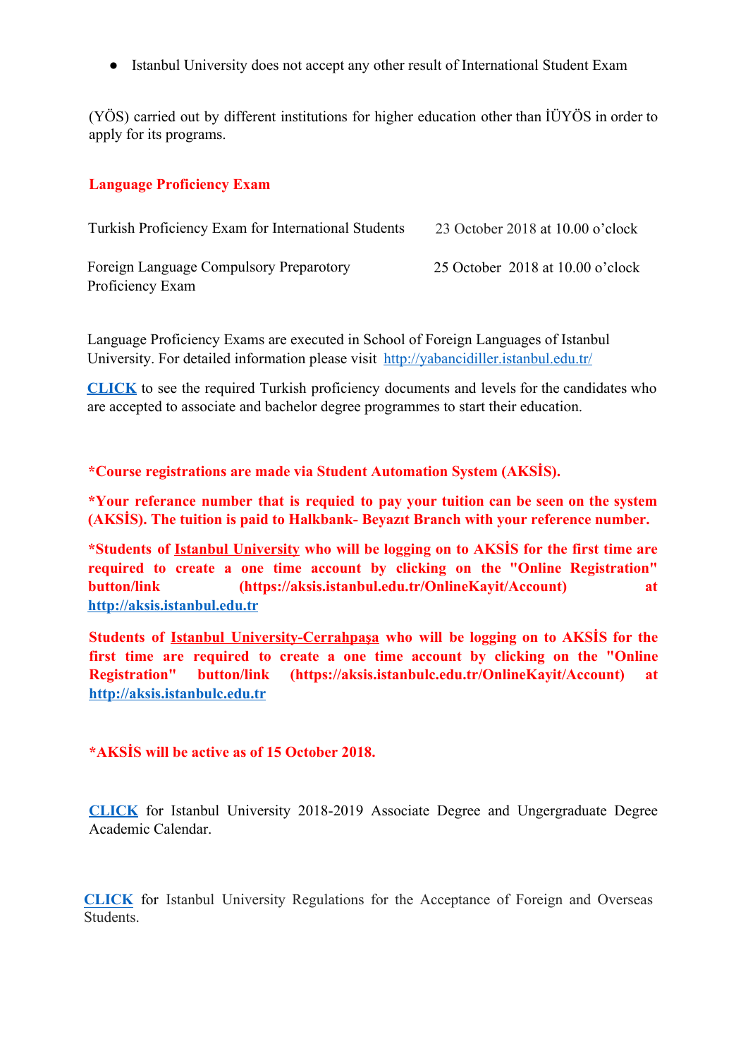- Istanbul University does not accept any other result of International Student Exam

(YÖS) carried out by different institutions for higher education other than İÜYÖS in order to apply for its programs.

**Language Proficiency Exam**

| | |
|---|---|
| Turkish Proficiency Exam for International Students | 23 October 2018 at 10.00 o'clock |
| Foreign Language Compulsory Preparotory Proficiency Exam | 25 October 2018 at 10.00 o'clock |

Language Proficiency Exams are executed in School of Foreign Languages of Istanbul University. For detailed information please visit http://yabancidiller.istanbul.edu.tr/

**CLICK** to see the required Turkish proficiency documents and levels for the candidates who are accepted to associate and bachelor degree programmes to start their education.

**\*Course registrations are made via Student Automation System (AKSİS).**

**\*Your referance number that is requied to pay your tuition can be seen on the system (AKSİS). The tuition is paid to Halkbank- Beyazıt Branch with your reference number.**

**\*Students of Istanbul University who will be logging on to AKSİS for the first time are required to create a one time account by clicking on the "Online Registration" button/link (https://aksis.istanbul.edu.tr/OnlineKayit/Account) at http://aksis.istanbul.edu.tr**

**Students of Istanbul University-Cerrahpaşa who will be logging on to AKSİS for the first time are required to create a one time account by clicking on the "Online Registration" button/link (https://aksis.istanbulc.edu.tr/OnlineKayit/Account) at http://aksis.istanbulc.edu.tr**

**\*AKSİS will be active as of 15 October 2018.**

**CLICK** for Istanbul University 2018-2019 Associate Degree and Ungergraduate Degree Academic Calendar.

**CLICK** for Istanbul University Regulations for the Acceptance of Foreign and Overseas Students.